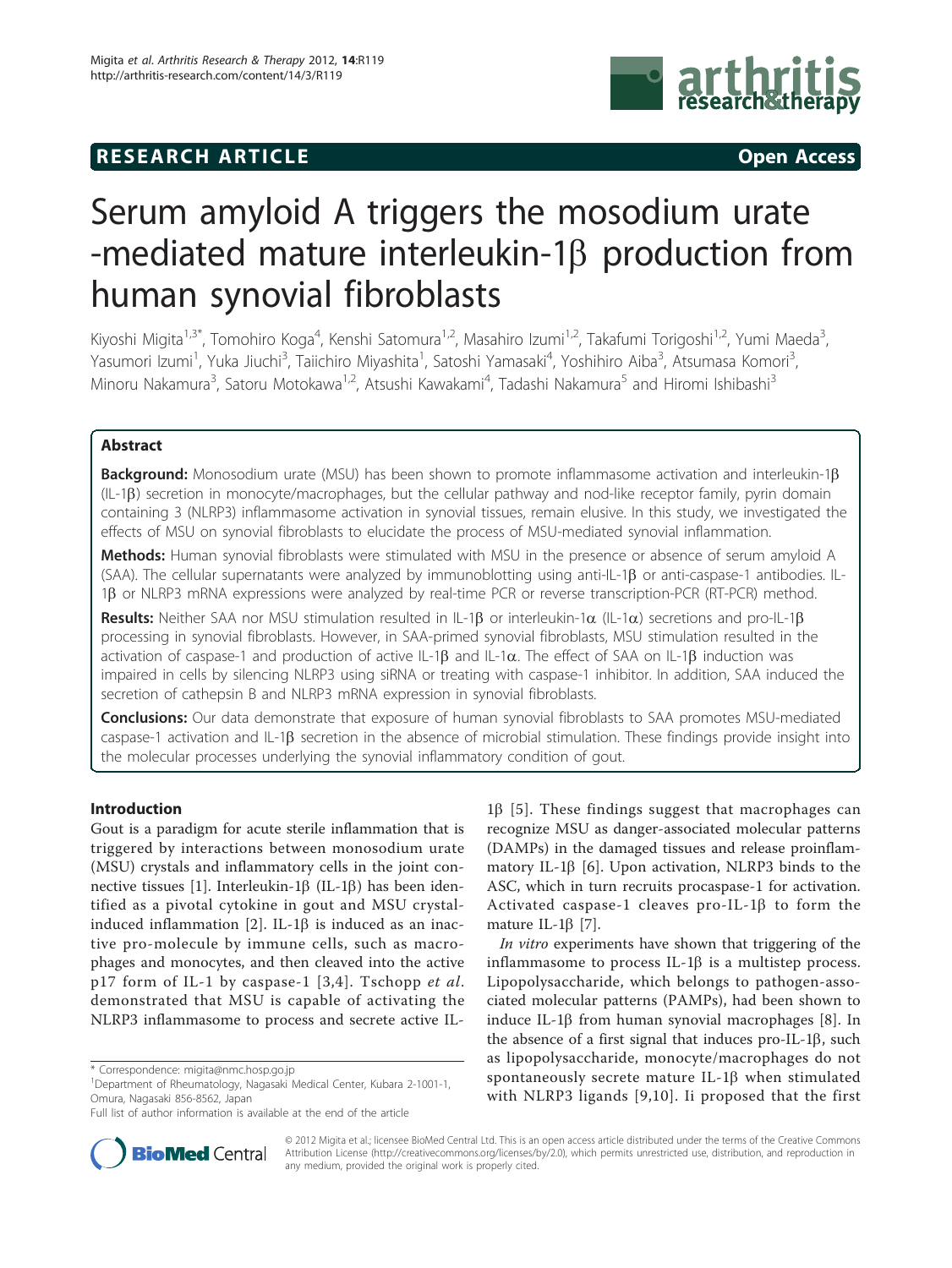**RESEARCH ARTICLE** **Open Access**

# Serum amyloid A triggers the mosodium urate -mediated mature interleukin-1β production from human synovial fibroblasts

Kiyoshi Migita[1,3*], Tomohiro Koga[4], Kenshi Satomura[1,2], Masahiro Izumi[1,2], Takafumi Torigoshi[1,2], Yumi Maeda[3], Yasumori Izumi[1], Yuka Jiuchi[3], Taiichiro Miyashita[1], Satoshi Yamasaki[4], Yoshihiro Aiba[3], Atsumasa Komori[3], Minoru Nakamura[3], Satoru Motokawa[1,2], Atsushi Kawakami[4], Tadashi Nakamura[5] and Hiromi Ishibashi[3]

## Abstract

**Background:** Monosodium urate (MSU) has been shown to promote inflammasome activation and interleukin-1β (IL-1β) secretion in monocyte/macrophages, but the cellular pathway and nod-like receptor family, pyrin domain containing 3 (NLRP3) inflammasome activation in synovial tissues, remain elusive. In this study, we investigated the effects of MSU on synovial fibroblasts to elucidate the process of MSU-mediated synovial inflammation.

**Methods:** Human synovial fibroblasts were stimulated with MSU in the presence or absence of serum amyloid A (SAA). The cellular supernatants were analyzed by immunoblotting using anti-IL-1β or anti-caspase-1 antibodies. IL-1β or NLRP3 mRNA expressions were analyzed by real-time PCR or reverse transcription-PCR (RT-PCR) method.

**Results:** Neither SAA nor MSU stimulation resulted in IL-1β or interleukin-1α (IL-1α) secretions and pro-IL-1β processing in synovial fibroblasts. However, in SAA-primed synovial fibroblasts, MSU stimulation resulted in the activation of caspase-1 and production of active IL-1β and IL-1α. The effect of SAA on IL-1β induction was impaired in cells by silencing NLRP3 using siRNA or treating with caspase-1 inhibitor. In addition, SAA induced the secretion of cathepsin B and NLRP3 mRNA expression in synovial fibroblasts.

**Conclusions:** Our data demonstrate that exposure of human synovial fibroblasts to SAA promotes MSU-mediated caspase-1 activation and IL-1β secretion in the absence of microbial stimulation. These findings provide insight into the molecular processes underlying the synovial inflammatory condition of gout.

## Introduction

Gout is a paradigm for acute sterile inflammation that is triggered by interactions between monosodium urate (MSU) crystals and inflammatory cells in the joint connective tissues [1]. Interleukin-1β (IL-1β) has been identified as a pivotal cytokine in gout and MSU crystal-induced inflammation [2]. IL-1β is induced as an inactive pro-molecule by immune cells, such as macrophages and monocytes, and then cleaved into the active p17 form of IL-1 by caspase-1 [3,4]. Tschopp *et al.* demonstrated that MSU is capable of activating the NLRP3 inflammasome to process and secrete active IL-1β [5]. These findings suggest that macrophages can recognize MSU as danger-associated molecular patterns (DAMPs) in the damaged tissues and release proinflammatory IL-1β [6]. Upon activation, NLRP3 binds to the ASC, which in turn recruits procaspase-1 for activation. Activated caspase-1 cleaves pro-IL-1β to form the mature IL-1β [7].

*In vitro* experiments have shown that triggering of the inflammasome to process IL-1β is a multistep process. Lipopolysaccharide, which belongs to pathogen-associated molecular patterns (PAMPs), had been shown to induce IL-1β from human synovial macrophages [8]. In the absence of a first signal that induces pro-IL-1β, such as lipopolysaccharide, monocyte/macrophages do not spontaneously secrete mature IL-1β when stimulated with NLRP3 ligands [9,10]. Ii proposed that the first

\* Correspondence: migita@nmc.hosp.go.jp
[1]Department of Rheumatology, Nagasaki Medical Center, Kubara 2-1001-1, Omura, Nagasaki 856-8562, Japan
Full list of author information is available at the end of the article

© 2012 Migita et al.; licensee BioMed Central Ltd. This is an open access article distributed under the terms of the Creative Commons Attribution License (http://creativecommons.org/licenses/by/2.0), which permits unrestricted use, distribution, and reproduction in any medium, provided the original work is properly cited.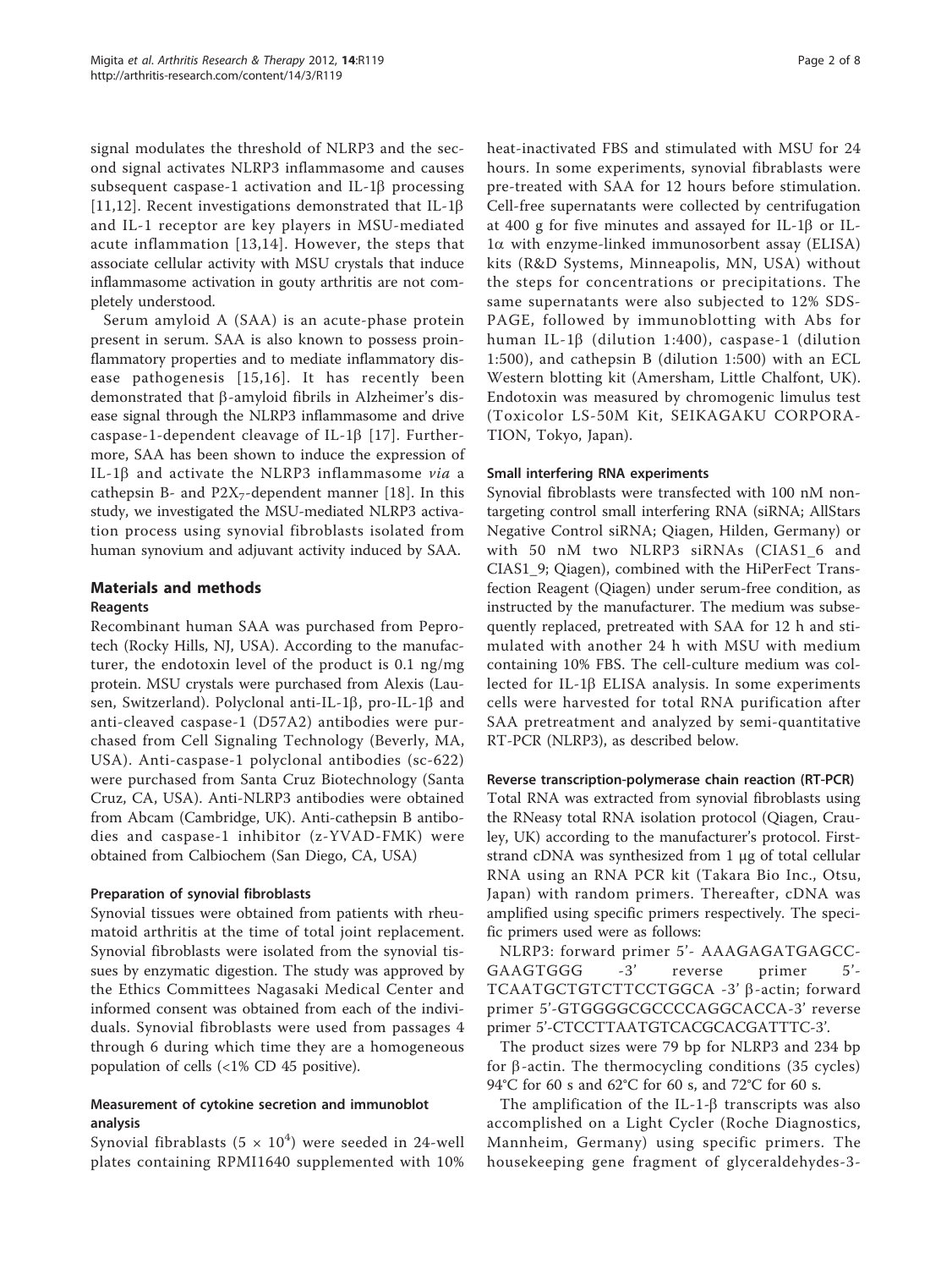signal modulates the threshold of NLRP3 and the second signal activates NLRP3 inflammasome and causes subsequent caspase-1 activation and IL-1β processing [11,12]. Recent investigations demonstrated that IL-1β and IL-1 receptor are key players in MSU-mediated acute inflammation [13,14]. However, the steps that associate cellular activity with MSU crystals that induce inflammasome activation in gouty arthritis are not completely understood.

Serum amyloid A (SAA) is an acute-phase protein present in serum. SAA is also known to possess proinflammatory properties and to mediate inflammatory disease pathogenesis [15,16]. It has recently been demonstrated that β-amyloid fibrils in Alzheimer's disease signal through the NLRP3 inflammasome and drive caspase-1-dependent cleavage of IL-1β [17]. Furthermore, SAA has been shown to induce the expression of IL-1β and activate the NLRP3 inflammasome *via* a cathepsin B- and $P2X_7$-dependent manner [18]. In this study, we investigated the MSU-mediated NLRP3 activation process using synovial fibroblasts isolated from human synovium and adjuvant activity induced by SAA.

## Materials and methods

### Reagents

Recombinant human SAA was purchased from Peprotech (Rocky Hills, NJ, USA). According to the manufacturer, the endotoxin level of the product is 0.1 ng/mg protein. MSU crystals were purchased from Alexis (Lausen, Switzerland). Polyclonal anti-IL-1β, pro-IL-1β and anti-cleaved caspase-1 (D57A2) antibodies were purchased from Cell Signaling Technology (Beverly, MA, USA). Anti-caspase-1 polyclonal antibodies (sc-622) were purchased from Santa Cruz Biotechnology (Santa Cruz, CA, USA). Anti-NLRP3 antibodies were obtained from Abcam (Cambridge, UK). Anti-cathepsin B antibodies and caspase-1 inhibitor (z-YVAD-FMK) were obtained from Calbiochem (San Diego, CA, USA)

### Preparation of synovial fibroblasts

Synovial tissues were obtained from patients with rheumatoid arthritis at the time of total joint replacement. Synovial fibroblasts were isolated from the synovial tissues by enzymatic digestion. The study was approved by the Ethics Committees Nagasaki Medical Center and informed consent was obtained from each of the individuals. Synovial fibroblasts were used from passages 4 through 6 during which time they are a homogeneous population of cells (<1% CD 45 positive).

### Measurement of cytokine secretion and immunoblot analysis

Synovial fibroblasts ($5 \times 10^4$) were seeded in 24-well plates containing RPMI1640 supplemented with 10% heat-inactivated FBS and stimulated with MSU for 24 hours. In some experiments, synovial fibroblasts were pre-treated with SAA for 12 hours before stimulation. Cell-free supernatants were collected by centrifugation at 400 g for five minutes and assayed for IL-1β or IL-1α with enzyme-linked immunosorbent assay (ELISA) kits (R&D Systems, Minneapolis, MN, USA) without the steps for concentrations or precipitations. The same supernatants were also subjected to 12% SDS-PAGE, followed by immunoblotting with Abs for human IL-1β (dilution 1:400), caspase-1 (dilution 1:500), and cathepsin B (dilution 1:500) with an ECL Western blotting kit (Amersham, Little Chalfont, UK). Endotoxin was measured by chromogenic limulus test (Toxicolor LS-50M Kit, SEIKAGAKU CORPORATION, Tokyo, Japan).

### Small interfering RNA experiments

Synovial fibroblasts were transfected with 100 nM non-targeting control small interfering RNA (siRNA; AllStars Negative Control siRNA; Qiagen, Hilden, Germany) or with 50 nM two NLRP3 siRNAs (CIAS1_6 and CIAS1_9; Qiagen), combined with the HiPerFect Transfection Reagent (Qiagen) under serum-free condition, as instructed by the manufacturer. The medium was subsequently replaced, pretreated with SAA for 12 h and stimulated with another 24 h with MSU with medium containing 10% FBS. The cell-culture medium was collected for IL-1β ELISA analysis. In some experiments cells were harvested for total RNA purification after SAA pretreatment and analyzed by semi-quantitative RT-PCR (NLRP3), as described below.

### Reverse transcription-polymerase chain reaction (RT-PCR)

Total RNA was extracted from synovial fibroblasts using the RNeasy total RNA isolation protocol (Qiagen, Crauley, UK) according to the manufacturer's protocol. First-strand cDNA was synthesized from 1 μg of total cellular RNA using an RNA PCR kit (Takara Bio Inc., Otsu, Japan) with random primers. Thereafter, cDNA was amplified using specific primers respectively. The specific primers used were as follows:

NLRP3: forward primer 5'- AAAGAGATGAGCC-GAAGTGGG -3' reverse primer 5'-TCAATGCTGTCTTCCTGGCA -3' β-actin; forward primer 5'-GTGGGGCGCCCCAGGCACCA-3' reverse primer 5'-CTCCTTAATGTCACGCACGATTTC-3'.

The product sizes were 79 bp for NLRP3 and 234 bp for β-actin. The thermocycling conditions (35 cycles) 94°C for 60 s and 62°C for 60 s, and 72°C for 60 s.

The amplification of the IL-1-β transcripts was also accomplished on a Light Cycler (Roche Diagnostics, Mannheim, Germany) using specific primers. The housekeeping gene fragment of glyceraldehydes-3-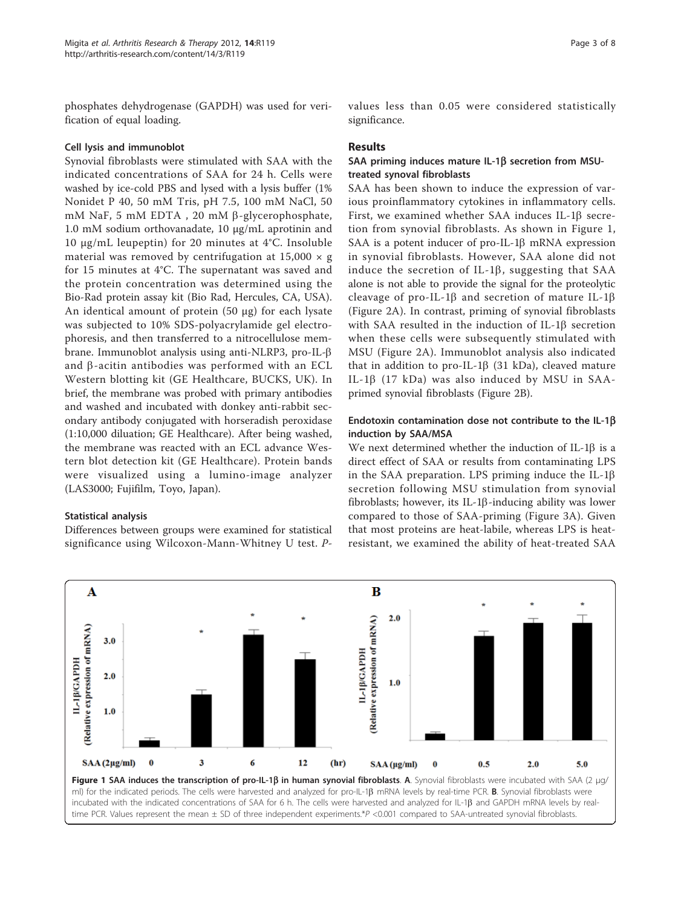phosphates dehydrogenase (GAPDH) was used for verification of equal loading.

### Cell lysis and immunoblot

Synovial fibroblasts were stimulated with SAA with the indicated concentrations of SAA for 24 h. Cells were washed by ice-cold PBS and lysed with a lysis buffer (1% Nonidet P 40, 50 mM Tris, pH 7.5, 100 mM NaCl, 50 mM NaF, 5 mM EDTA , 20 mM β-glycerophosphate, 1.0 mM sodium orthovanadate, 10 μg/mL aprotinin and 10 μg/mL leupeptin) for 20 minutes at 4°C. Insoluble material was removed by centrifugation at 15,000 × g for 15 minutes at 4°C. The supernatant was saved and the protein concentration was determined using the Bio-Rad protein assay kit (Bio Rad, Hercules, CA, USA). An identical amount of protein (50 μg) for each lysate was subjected to 10% SDS-polyacrylamide gel electrophoresis, and then transferred to a nitrocellulose membrane. Immunoblot analysis using anti-NLRP3, pro-IL-β and β-acitin antibodies was performed with an ECL Western blotting kit (GE Healthcare, BUCKS, UK). In brief, the membrane was probed with primary antibodies and washed and incubated with donkey anti-rabbit secondary antibody conjugated with horseradish peroxidase (1:10,000 diluation; GE Healthcare). After being washed, the membrane was reacted with an ECL advance Western blot detection kit (GE Healthcare). Protein bands were visualized using a lumino-image analyzer (LAS3000; Fujifilm, Toyo, Japan).

### Statistical analysis

Differences between groups were examined for statistical significance using Wilcoxon-Mann-Whitney U test. P-values less than 0.05 were considered statistically significance.

## Results

### SAA priming induces mature IL-1β secretion from MSU-treated synoval fibroblasts

SAA has been shown to induce the expression of various proinflammatory cytokines in inflammatory cells. First, we examined whether SAA induces IL-1β secretion from synovial fibroblasts. As shown in Figure 1, SAA is a potent inducer of pro-IL-1β mRNA expression in synovial fibroblasts. However, SAA alone did not induce the secretion of IL-1β, suggesting that SAA alone is not able to provide the signal for the proteolytic cleavage of pro-IL-1β and secretion of mature IL-1β (Figure 2A). In contrast, priming of synovial fibroblasts with SAA resulted in the induction of IL-1β secretion when these cells were subsequently stimulated with MSU (Figure 2A). Immunoblot analysis also indicated that in addition to pro-IL-1β (31 kDa), cleaved mature IL-1β (17 kDa) was also induced by MSU in SAA-primed synovial fibroblasts (Figure 2B).

### Endotoxin contamination dose not contribute to the IL-1β induction by SAA/MSA

We next determined whether the induction of IL-1β is a direct effect of SAA or results from contaminating LPS in the SAA preparation. LPS priming induce the IL-1β secretion following MSU stimulation from synovial fibroblasts; however, its IL-1β-inducing ability was lower compared to those of SAA-priming (Figure 3A). Given that most proteins are heat-labile, whereas LPS is heat-resistant, we examined the ability of heat-treated SAA

**Figure 1 SAA induces the transcription of pro-IL-1β in human synovial fibroblasts**. **A**. Synovial fibroblasts were incubated with SAA (2 μg/ml) for the indicated periods. The cells were harvested and analyzed for pro-IL-1β mRNA levels by real-time PCR. **B**. Synovial fibroblasts were incubated with the indicated concentrations of SAA for 6 h. The cells were harvested and analyzed for IL-1β and GAPDH mRNA levels by real-time PCR. Values represent the mean ± SD of three independent experiments.*P <0.001 compared to SAA-untreated synovial fibroblasts.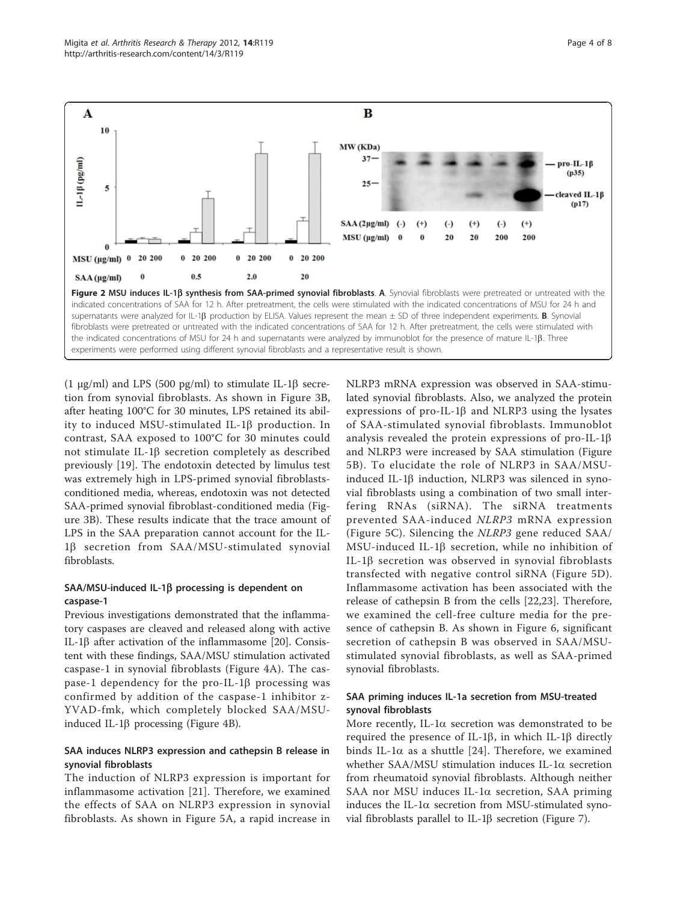**Figure 2 MSU induces IL-1β synthesis from SAA-primed synovial fibroblasts**. **A**. Synovial fibroblasts were pretreated or untreated with the indicated concentrations of SAA for 12 h. After pretreatment, the cells were stimulated with the indicated concentrations of MSU for 24 h and supernatants were analyzed for IL-1β production by ELISA. Values represent the mean ± SD of three independent experiments. **B**. Synovial fibroblasts were pretreated or untreated with the indicated concentrations of SAA for 12 h. After pretreatment, the cells were stimulated with the indicated concentrations of MSU for 24 h and supernatants were analyzed by immunoblot for the presence of mature IL-1β. Three experiments were performed using different synovial fibroblasts and a representative result is shown.

(1 μg/ml) and LPS (500 pg/ml) to stimulate IL-1β secretion from synovial fibroblasts. As shown in Figure 3B, after heating 100°C for 30 minutes, LPS retained its ability to induced MSU-stimulated IL-1β production. In contrast, SAA exposed to 100°C for 30 minutes could not stimulate IL-1β secretion completely as described previously [19]. The endotoxin detected by limulus test was extremely high in LPS-primed synovial fibroblasts-conditioned media, whereas, endotoxin was not detected SAA-primed synovial fibroblast-conditioned media (Figure 3B). These results indicate that the trace amount of LPS in the SAA preparation cannot account for the IL-1β secretion from SAA/MSU-stimulated synovial fibroblasts.

### SAA/MSU-induced IL-1β processing is dependent on caspase-1

Previous investigations demonstrated that the inflammatory caspases are cleaved and released along with active IL-1β after activation of the inflammasome [20]. Consistent with these findings, SAA/MSU stimulation activated caspase-1 in synovial fibroblasts (Figure 4A). The caspase-1 dependency for the pro-IL-1β processing was confirmed by addition of the caspase-1 inhibitor z-YVAD-fmk, which completely blocked SAA/MSU-induced IL-1β processing (Figure 4B).

### SAA induces NLRP3 expression and cathepsin B release in synovial fibroblasts

The induction of NLRP3 expression is important for inflammasome activation [21]. Therefore, we examined the effects of SAA on NLRP3 expression in synovial fibroblasts. As shown in Figure 5A, a rapid increase in NLRP3 mRNA expression was observed in SAA-stimulated synovial fibroblasts. Also, we analyzed the protein expressions of pro-IL-1β and NLRP3 using the lysates of SAA-stimulated synovial fibroblasts. Immunoblot analysis revealed the protein expressions of pro-IL-1β and NLRP3 were increased by SAA stimulation (Figure 5B). To elucidate the role of NLRP3 in SAA/MSU-induced IL-1β induction, NLRP3 was silenced in synovial fibroblasts using a combination of two small interfering RNAs (siRNA). The siRNA treatments prevented SAA-induced *NLRP3* mRNA expression (Figure 5C). Silencing the *NLRP3* gene reduced SAA/MSU-induced IL-1β secretion, while no inhibition of IL-1β secretion was observed in synovial fibroblasts transfected with negative control siRNA (Figure 5D). Inflammasome activation has been associated with the release of cathepsin B from the cells [22,23]. Therefore, we examined the cell-free culture media for the presence of cathepsin B. As shown in Figure 6, significant secretion of cathepsin B was observed in SAA/MSU-stimulated synovial fibroblasts, as well as SAA-primed synovial fibroblasts.

### SAA priming induces IL-1a secretion from MSU-treated synovial fibroblasts

More recently, IL-1α secretion was demonstrated to be required the presence of IL-1β, in which IL-1β directly binds IL-1α as a shuttle [24]. Therefore, we examined whether SAA/MSU stimulation induces IL-1α secretion from rheumatoid synovial fibroblasts. Although neither SAA nor MSU induces IL-1α secretion, SAA priming induces the IL-1α secretion from MSU-stimulated synovial fibroblasts parallel to IL-1β secretion (Figure 7).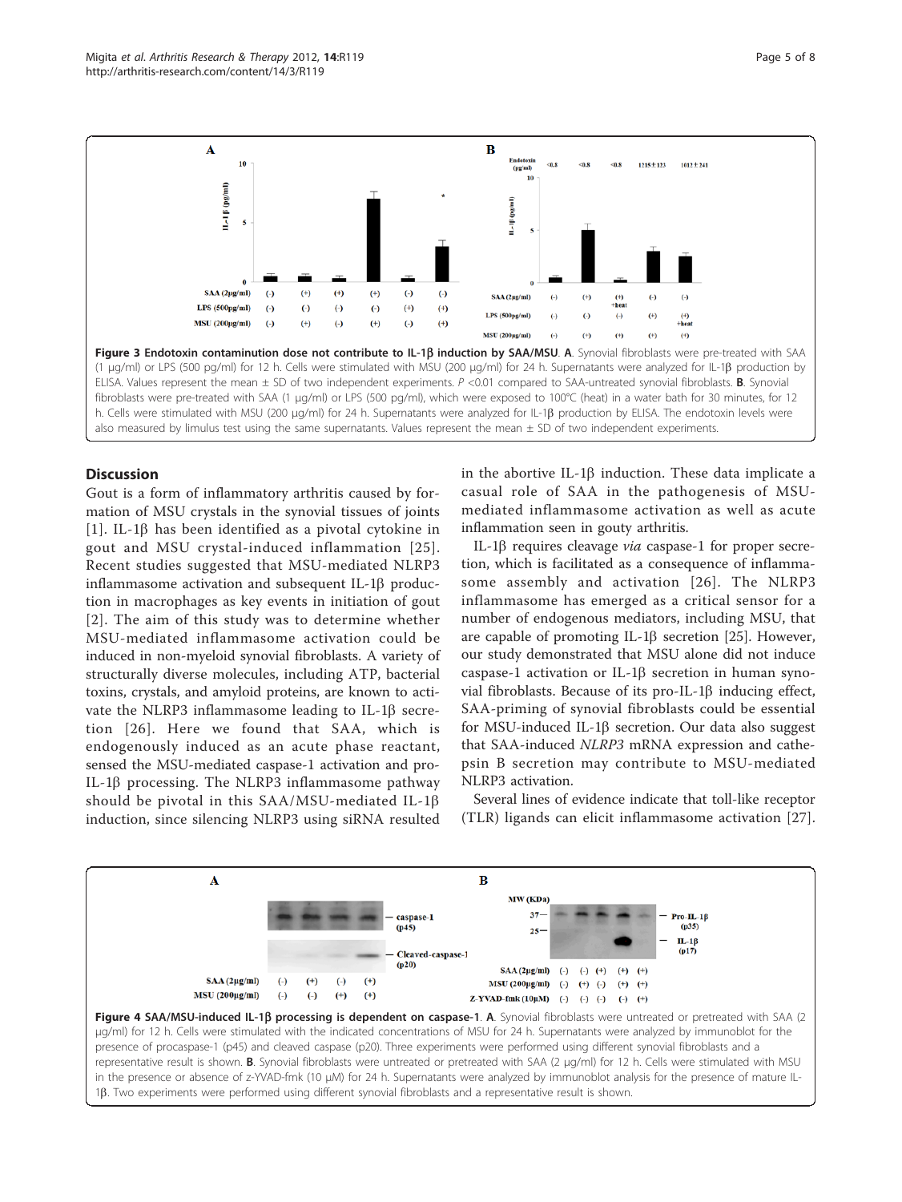**Figure 3 Endotoxin contaminution dose not contribute to IL-1β induction by SAA/MSU**. **A**. Synovial fibroblasts were pre-treated with SAA (1 μg/ml) or LPS (500 pg/ml) for 12 h. Cells were stimulated with MSU (200 μg/ml) for 24 h. Supernatants were analyzed for IL-1β production by ELISA. Values represent the mean ± SD of two independent experiments. $P < 0.01$ compared to SAA-untreated synovial fibroblasts. **B**. Synovial fibroblasts were pre-treated with SAA (1 μg/ml) or LPS (500 pg/ml), which were exposed to 100°C (heat) in a water bath for 30 minutes, for 12 h. Cells were stimulated with MSU (200 μg/ml) for 24 h. Supernatants were analyzed for IL-1β production by ELISA. The endotoxin levels were also measured by limulus test using the same supernatants. Values represent the mean ± SD of two independent experiments.

## Discussion

Gout is a form of inflammatory arthritis caused by formation of MSU crystals in the synovial tissues of joints [1]. IL-1β has been identified as a pivotal cytokine in gout and MSU crystal-induced inflammation [25]. Recent studies suggested that MSU-mediated NLRP3 inflammasome activation and subsequent IL-1β production in macrophages as key events in initiation of gout [2]. The aim of this study was to determine whether MSU-mediated inflammasome activation could be induced in non-myeloid synovial fibroblasts. A variety of structurally diverse molecules, including ATP, bacterial toxins, crystals, and amyloid proteins, are known to activate the NLRP3 inflammasome leading to IL-1β secretion [26]. Here we found that SAA, which is endogenously induced as an acute phase reactant, sensed the MSU-mediated caspase-1 activation and pro-IL-1β processing. The NLRP3 inflammasome pathway should be pivotal in this SAA/MSU-mediated IL-1β induction, since silencing NLRP3 using siRNA resulted in the abortive IL-1β induction. These data implicate a casual role of SAA in the pathogenesis of MSU-mediated inflammasome activation as well as acute inflammation seen in gouty arthritis.

IL-1β requires cleavage *via* caspase-1 for proper secretion, which is facilitated as a consequence of inflammasome assembly and activation [26]. The NLRP3 inflammasome has emerged as a critical sensor for a number of endogenous mediators, including MSU, that are capable of promoting IL-1β secretion [25]. However, our study demonstrated that MSU alone did not induce caspase-1 activation or IL-1β secretion in human synovial fibroblasts. Because of its pro-IL-1β inducing effect, SAA-priming of synovial fibroblasts could be essential for MSU-induced IL-1β secretion. Our data also suggest that SAA-induced *NLRP3* mRNA expression and cathepsin B secretion may contribute to MSU-mediated NLRP3 activation.

Several lines of evidence indicate that toll-like receptor (TLR) ligands can elicit inflammasome activation [27].

**Figure 4 SAA/MSU-induced IL-1β processing is dependent on caspase-1**. **A**. Synovial fibroblasts were untreated or pretreated with SAA (2 μg/ml) for 12 h. Cells were stimulated with the indicated concentrations of MSU for 24 h. Supernatants were analyzed by immunoblot for the presence of procaspase-1 (p45) and cleaved caspase (p20). Three experiments were performed using different synovial fibroblasts and a representative result is shown. **B**. Synovial fibroblasts were untreated or pretreated with SAA (2 μg/ml) for 12 h. Cells were stimulated with MSU in the presence or absence of z-YVAD-fmk (10 μM) for 24 h. Supernatants were analyzed by immunoblot analysis for the presence of mature IL-1β. Two experiments were performed using different synovial fibroblasts and a representative result is shown.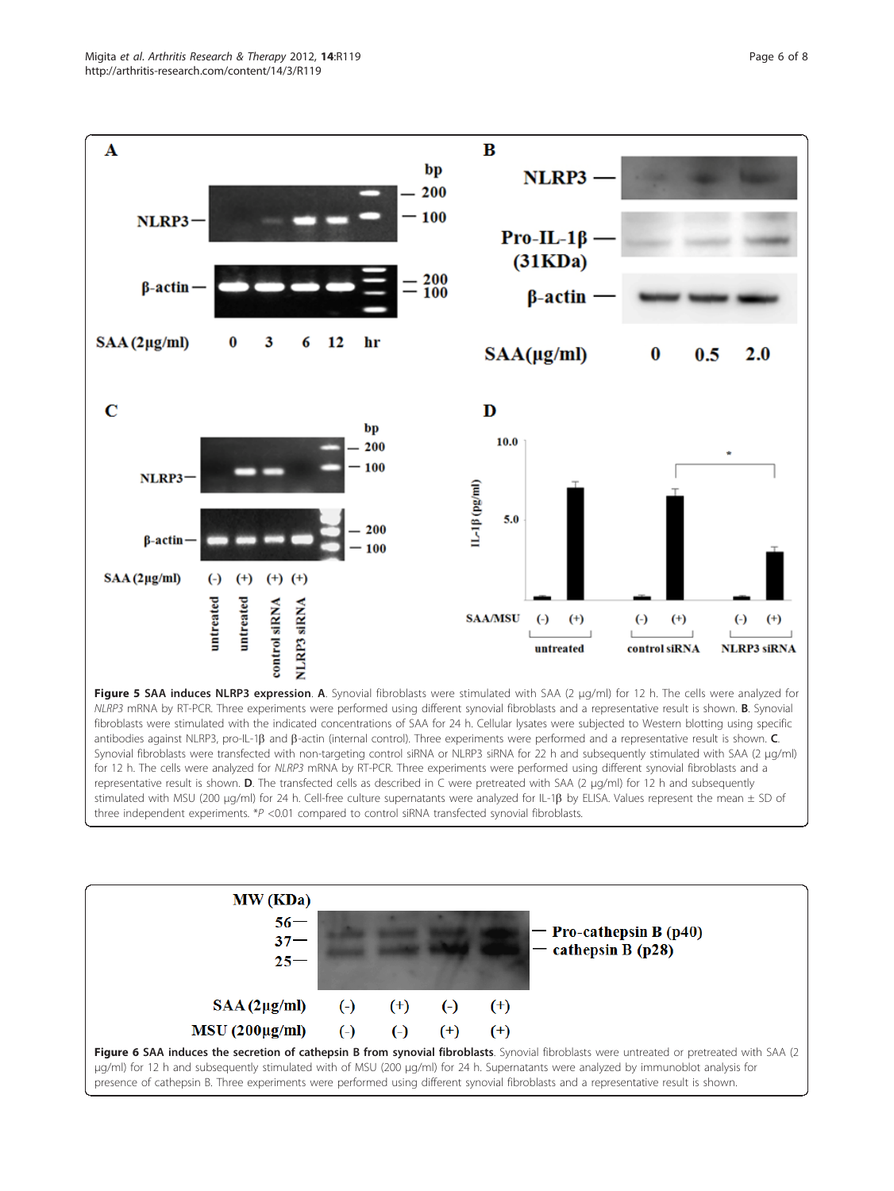**Figure 5 SAA induces NLRP3 expression**. **A**. Synovial fibroblasts were stimulated with SAA (2 μg/ml) for 12 h. The cells were analyzed for *NLRP3* mRNA by RT-PCR. Three experiments were performed using different synovial fibroblasts and a representative result is shown. **B**. Synovial fibroblasts were stimulated with the indicated concentrations of SAA for 24 h. Cellular lysates were subjected to Western blotting using specific antibodies against NLRP3, pro-IL-1β and β-actin (internal control). Three experiments were performed and a representative result is shown. **C**. Synovial fibroblasts were transfected with non-targeting control siRNA or NLRP3 siRNA for 22 h and subsequently stimulated with SAA (2 μg/ml) for 12 h. The cells were analyzed for *NLRP3* mRNA by RT-PCR. Three experiments were performed using different synovial fibroblasts and a representative result is shown. **D**. The transfected cells as described in C were pretreated with SAA (2 μg/ml) for 12 h and subsequently stimulated with MSU (200 μg/ml) for 24 h. Cell-free culture supernatants were analyzed for IL-1β by ELISA. Values represent the mean ± SD of three independent experiments. *$P$ <0.01 compared to control siRNA transfected synovial fibroblasts.

**Figure 6 SAA induces the secretion of cathepsin B from synovial fibroblasts**. Synovial fibroblasts were untreated or pretreated with SAA (2 μg/ml) for 12 h and subsequently stimulated with of MSU (200 μg/ml) for 24 h. Supernatants were analyzed by immunoblot analysis for presence of cathepsin B. Three experiments were performed using different synovial fibroblasts and a representative result is shown.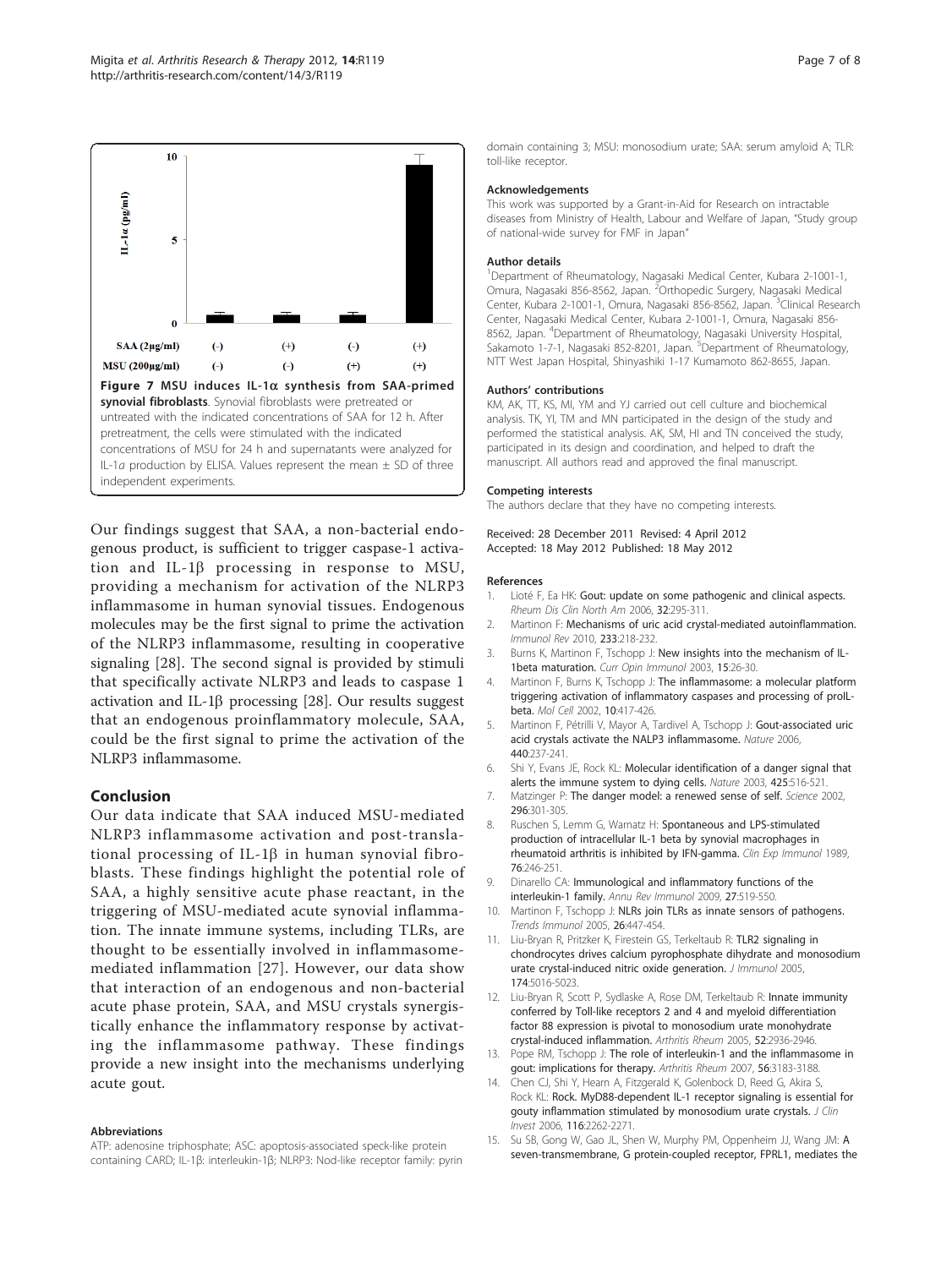**Figure 7 MSU induces IL-1α synthesis from SAA-primed synovial fibroblasts**. Synovial fibroblasts were pretreated or untreated with the indicated concentrations of SAA for 12 h. After pretreatment, the cells were stimulated with the indicated concentrations of MSU for 24 h and supernatants were analyzed for IL-1α production by ELISA. Values represent the mean ± SD of three independent experiments.

Our findings suggest that SAA, a non-bacterial endogenous product, is sufficient to trigger caspase-1 activation and IL-1β processing in response to MSU, providing a mechanism for activation of the NLRP3 inflammasome in human synovial tissues. Endogenous molecules may be the first signal to prime the activation of the NLRP3 inflammasome, resulting in cooperative signaling [28]. The second signal is provided by stimuli that specifically activate NLRP3 and leads to caspase 1 activation and IL-1β processing [28]. Our results suggest that an endogenous proinflammatory molecule, SAA, could be the first signal to prime the activation of the NLRP3 inflammasome.

## Conclusion

Our data indicate that SAA induced MSU-mediated NLRP3 inflammasome activation and post-translational processing of IL-1β in human synovial fibroblasts. These findings highlight the potential role of SAA, a highly sensitive acute phase reactant, in the triggering of MSU-mediated acute synovial inflammation. The innate immune systems, including TLRs, are thought to be essentially involved in inflammasome-mediated inflammation [27]. However, our data show that interaction of an endogenous and non-bacterial acute phase protein, SAA, and MSU crystals synergistically enhance the inflammatory response by activating the inflammasome pathway. These findings provide a new insight into the mechanisms underlying acute gout.

#### Abbreviations

ATP: adenosine triphosphate; ASC: apoptosis-associated speck-like protein containing CARD; IL-1β: interleukin-1β; NLRP3: Nod-like receptor family: pyrin domain containing 3; MSU: monosodium urate; SAA: serum amyloid A; TLR: toll-like receptor.

#### Acknowledgements

This work was supported by a Grant-in-Aid for Research on intractable diseases from Ministry of Health, Labour and Welfare of Japan, "Study group of national-wide survey for FMF in Japan"

#### Author details

[1]Department of Rheumatology, Nagasaki Medical Center, Kubara 2-1001-1, Omura, Nagasaki 856-8562, Japan. [2]Orthopedic Surgery, Nagasaki Medical Center, Kubara 2-1001-1, Omura, Nagasaki 856-8562, Japan. [3]Clinical Research Center, Nagasaki Medical Center, Kubara 2-1001-1, Omura, Nagasaki 856-8562, Japan. [4]Department of Rheumatology, Nagasaki University Hospital, Sakamoto 1-7-1, Nagasaki 852-8201, Japan. [5]Department of Rheumatology, NTT West Japan Hospital, Shinyashiki 1-17 Kumamoto 862-8655, Japan.

#### Authors' contributions

KM, AK, TT, KS, MI, YM and YJ carried out cell culture and biochemical analysis. TK, YI, TM and MN participated in the design of the study and performed the statistical analysis. AK, SM, HI and TN conceived the study, participated in its design and coordination, and helped to draft the manuscript. All authors read and approved the final manuscript.

#### Competing interests

The authors declare that they have no competing interests.

Received: 28 December 2011 Revised: 4 April 2012
Accepted: 18 May 2012 Published: 18 May 2012

#### References

1. Lioté F, Ea HK: Gout: update on some pathogenic and clinical aspects. *Rheum Dis Clin North Am* 2006, **32**:295-311.
2. Martinon F: Mechanisms of uric acid crystal-mediated autoinflammation. *Immunol Rev* 2010, **233**:218-232.
3. Burns K, Martinon F, Tschopp J: New insights into the mechanism of IL-1beta maturation. *Curr Opin Immunol* 2003, **15**:26-30.
4. Martinon F, Burns K, Tschopp J: The inflammasome: a molecular platform triggering activation of inflammatory caspases and processing of proIL-beta. *Mol Cell* 2002, **10**:417-426.
5. Martinon F, Pétrilli V, Mayor A, Tardivel A, Tschopp J: Gout-associated uric acid crystals activate the NALP3 inflammasome. *Nature* 2006, **440**:237-241.
6. Shi Y, Evans JE, Rock KL: Molecular identification of a danger signal that alerts the immune system to dying cells. *Nature* 2003, **425**:516-521.
7. Matzinger P: The danger model: a renewed sense of self. *Science* 2002, **296**:301-305.
8. Ruschen S, Lemm G, Warnatz H: Spontaneous and LPS-stimulated production of intracellular IL-1 beta by synovial macrophages in rheumatoid arthritis is inhibited by IFN-gamma. *Clin Exp Immunol* 1989, **76**:246-251.
9. Dinarello CA: Immunological and inflammatory functions of the interleukin-1 family. *Annu Rev Immunol* 2009, **27**:519-550.
10. Martinon F, Tschopp J: NLRs join TLRs as innate sensors of pathogens. *Trends Immunol* 2005, **26**:447-454.
11. Liu-Bryan R, Pritzker K, Firestein GS, Terkeltaub R: TLR2 signaling in chondrocytes drives calcium pyrophosphate dihydrate and monosodium urate crystal-induced nitric oxide generation. *J Immunol* 2005, **174**:5016-5023.
12. Liu-Bryan R, Scott P, Sydlaske A, Rose DM, Terkeltaub R: Innate immunity conferred by Toll-like receptors 2 and 4 and myeloid differentiation factor 88 expression is pivotal to monosodium urate monohydrate crystal-induced inflammation. *Arthritis Rheum* 2005, **52**:2936-2946.
13. Pope RM, Tschopp J: The role of interleukin-1 and the inflammasome in gout: implications for therapy. *Arthritis Rheum* 2007, **56**:3183-3188.
14. Chen CJ, Shi Y, Hearn A, Fitzgerald K, Golenbock D, Reed G, Akira S, Rock KL: Rock. MyD88-dependent IL-1 receptor signaling is essential for gouty inflammation stimulated by monosodium urate crystals. *J Clin Invest* 2006, **116**:2262-2271.
15. Su SB, Gong W, Gao JL, Shen W, Murphy PM, Oppenheim JJ, Wang JM: A seven-transmembrane, G protein-coupled receptor, FPRL1, mediates the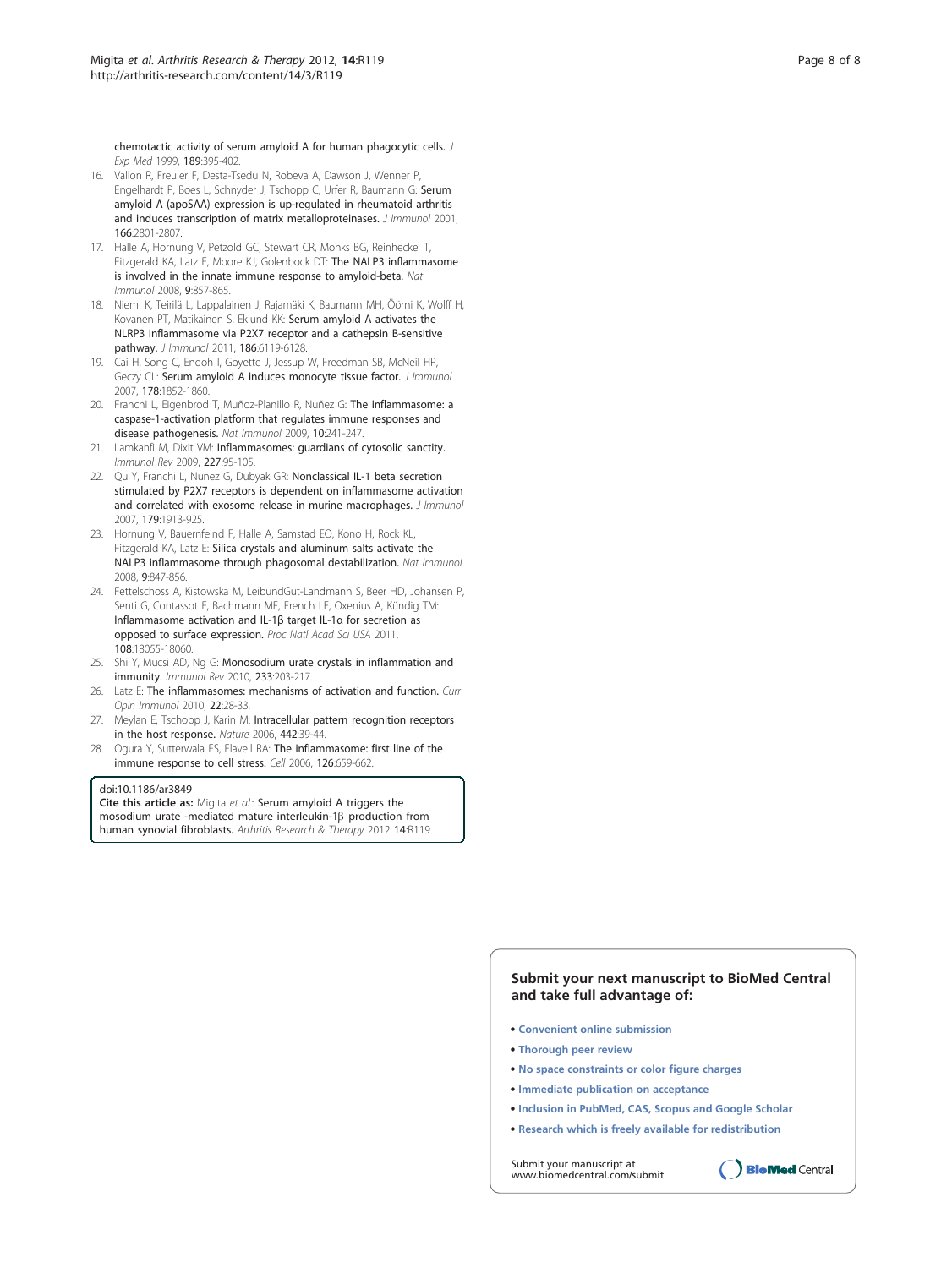chemotactic activity of serum amyloid A for human phagocytic cells. *J Exp Med* 1999, **189**:395-402.

16. Vallon R, Freuler F, Desta-Tsedu N, Robeva A, Dawson J, Wenner P, Engelhardt P, Boes L, Schnyder J, Tschopp C, Urfer R, Baumann G: Serum amyloid A (apoSAA) expression is up-regulated in rheumatoid arthritis and induces transcription of matrix metalloproteinases. *J Immunol* 2001, **166**:2801-2807.
17. Halle A, Hornung V, Petzold GC, Stewart CR, Monks BG, Reinheckel T, Fitzgerald KA, Latz E, Moore KJ, Golenbock DT: The NALP3 inflammasome is involved in the innate immune response to amyloid-beta. *Nat Immunol* 2008, **9**:857-865.
18. Niemi K, Teirilä L, Lappalainen J, Rajamäki K, Baumann MH, Öörni K, Wolff H, Kovanen PT, Matikainen S, Eklund KK: Serum amyloid A activates the NLRP3 inflammasome via P2X7 receptor and a cathepsin B-sensitive pathway. *J Immunol* 2011, **186**:6119-6128.
19. Cai H, Song C, Endoh I, Goyette J, Jessup W, Freedman SB, McNeil HP, Geczy CL: Serum amyloid A induces monocyte tissue factor. *J Immunol* 2007, **178**:1852-1860.
20. Franchi L, Eigenbrod T, Muñoz-Planillo R, Nuñez G: The inflammasome: a caspase-1-activation platform that regulates immune responses and disease pathogenesis. *Nat Immunol* 2009, **10**:241-247.
21. Lamkanfi M, Dixit VM: Inflammasomes: guardians of cytosolic sanctity. *Immunol Rev* 2009, **227**:95-105.
22. Qu Y, Franchi L, Nunez G, Dubyak GR: Nonclassical IL-1 beta secretion stimulated by P2X7 receptors is dependent on inflammasome activation and correlated with exosome release in murine macrophages. *J Immunol* 2007, **179**:1913-925.
23. Hornung V, Bauernfeind F, Halle A, Samstad EO, Kono H, Rock KL, Fitzgerald KA, Latz E: Silica crystals and aluminum salts activate the NALP3 inflammasome through phagosomal destabilization. *Nat Immunol* 2008, **9**:847-856.
24. Fettelschoss A, Kistowska M, LeibundGut-Landmann S, Beer HD, Johansen P, Senti G, Contassot E, Bachmann MF, French LE, Oxenius A, Kündig TM: Inflammasome activation and IL-1β target IL-1α for secretion as opposed to surface expression. *Proc Natl Acad Sci USA* 2011, **108**:18055-18060.
25. Shi Y, Mucsi AD, Ng G: Monosodium urate crystals in inflammation and immunity. *Immunol Rev* 2010, **233**:203-217.
26. Latz E: The inflammasomes: mechanisms of activation and function. *Curr Opin Immunol* 2010, **22**:28-33.
27. Meylan E, Tschopp J, Karin M: Intracellular pattern recognition receptors in the host response. *Nature* 2006, **442**:39-44.
28. Ogura Y, Sutterwala FS, Flavell RA: The inflammasome: first line of the immune response to cell stress. *Cell* 2006, **126**:659-662.

doi:10.1186/ar3849

**Cite this article as:** Migita *et al.*: Serum amyloid A triggers the mosodium urate -mediated mature interleukin-1β production from human synovial fibroblasts. *Arthritis Research & Therapy* 2012 **14**:R119.

**Submit your next manuscript to BioMed Central and take full advantage of:**

- Convenient online submission
- Thorough peer review
- No space constraints or color figure charges
- Immediate publication on acceptance
- Inclusion in PubMed, CAS, Scopus and Google Scholar
- Research which is freely available for redistribution

Submit your manuscript at www.biomedcentral.com/submit

BioMed Central